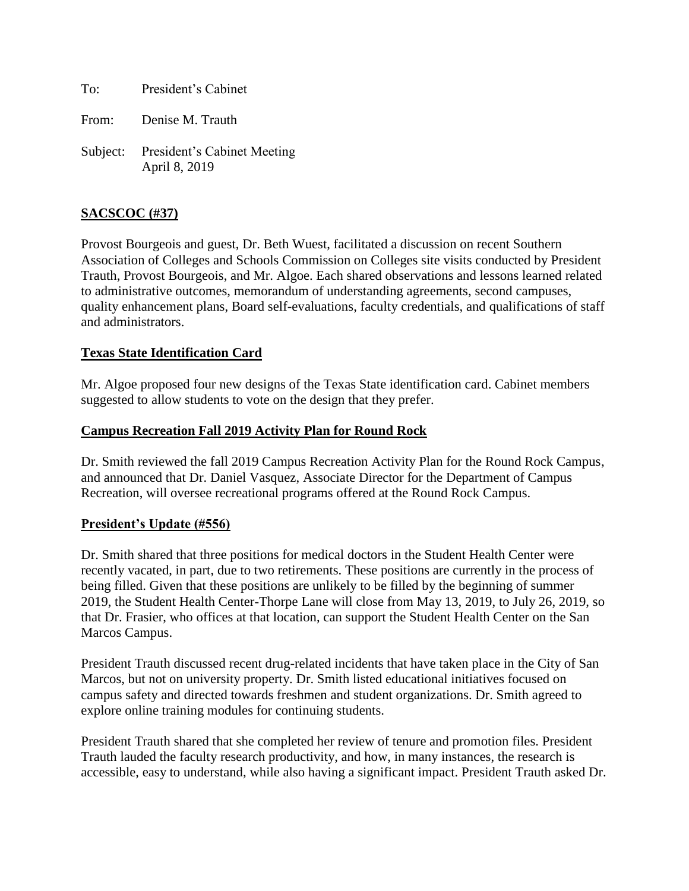To: President's Cabinet

From: Denise M. Trauth

Subject: President's Cabinet Meeting
April 8, 2019

**SACSCOC (#37)**

Provost Bourgeois and guest, Dr. Beth Wuest, facilitated a discussion on recent Southern Association of Colleges and Schools Commission on Colleges site visits conducted by President Trauth, Provost Bourgeois, and Mr. Algoe. Each shared observations and lessons learned related to administrative outcomes, memorandum of understanding agreements, second campuses, quality enhancement plans, Board self-evaluations, faculty credentials, and qualifications of staff and administrators.

**Texas State Identification Card**

Mr. Algoe proposed four new designs of the Texas State identification card. Cabinet members suggested to allow students to vote on the design that they prefer.

**Campus Recreation Fall 2019 Activity Plan for Round Rock**

Dr. Smith reviewed the fall 2019 Campus Recreation Activity Plan for the Round Rock Campus, and announced that Dr. Daniel Vasquez, Associate Director for the Department of Campus Recreation, will oversee recreational programs offered at the Round Rock Campus.

**President's Update (#556)**

Dr. Smith shared that three positions for medical doctors in the Student Health Center were recently vacated, in part, due to two retirements. These positions are currently in the process of being filled. Given that these positions are unlikely to be filled by the beginning of summer 2019, the Student Health Center-Thorpe Lane will close from May 13, 2019, to July 26, 2019, so that Dr. Frasier, who offices at that location, can support the Student Health Center on the San Marcos Campus.

President Trauth discussed recent drug-related incidents that have taken place in the City of San Marcos, but not on university property. Dr. Smith listed educational initiatives focused on campus safety and directed towards freshmen and student organizations. Dr. Smith agreed to explore online training modules for continuing students.

President Trauth shared that she completed her review of tenure and promotion files. President Trauth lauded the faculty research productivity, and how, in many instances, the research is accessible, easy to understand, while also having a significant impact. President Trauth asked Dr.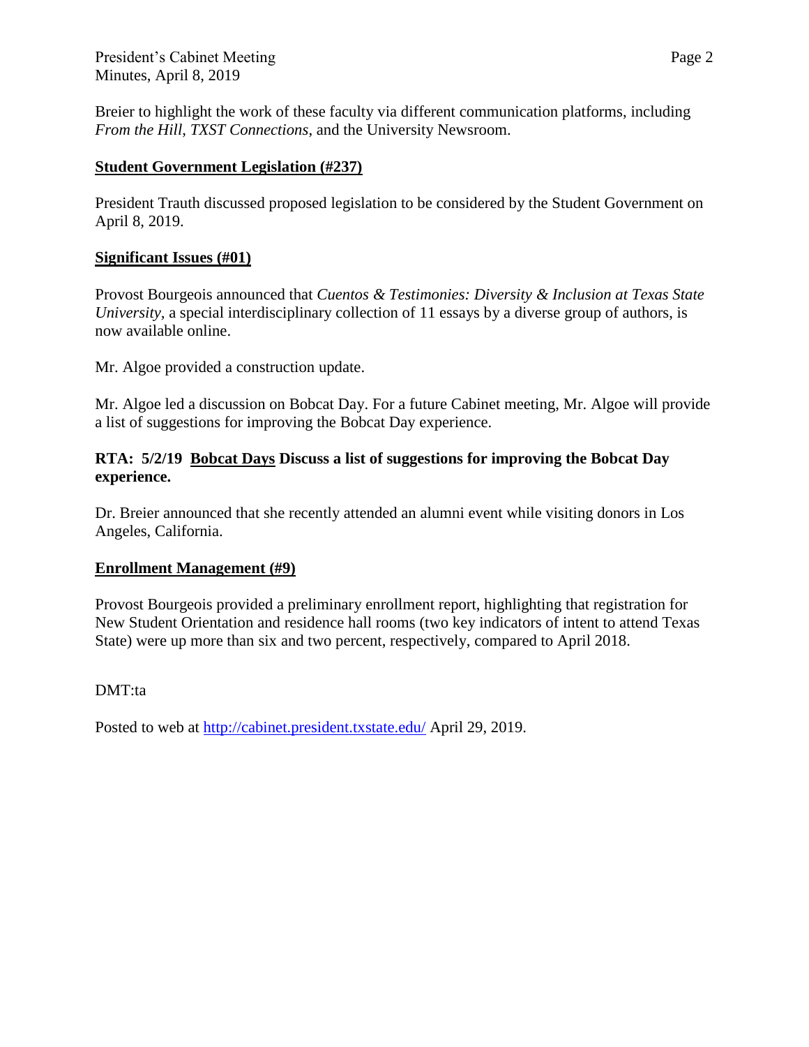Breier to highlight the work of these faculty via different communication platforms, including *From the Hill*, *TXST Connections*, and the University Newsroom.

**Student Government Legislation (#237)**

President Trauth discussed proposed legislation to be considered by the Student Government on April 8, 2019.

**Significant Issues (#01)**

Provost Bourgeois announced that *Cuentos & Testimonies: Diversity & Inclusion at Texas State University*, a special interdisciplinary collection of 11 essays by a diverse group of authors, is now available online.

Mr. Algoe provided a construction update.

Mr. Algoe led a discussion on Bobcat Day. For a future Cabinet meeting, Mr. Algoe will provide a list of suggestions for improving the Bobcat Day experience.

**RTA: 5/2/19 Bobcat Days Discuss a list of suggestions for improving the Bobcat Day experience.**

Dr. Breier announced that she recently attended an alumni event while visiting donors in Los Angeles, California.

**Enrollment Management (#9)**

Provost Bourgeois provided a preliminary enrollment report, highlighting that registration for New Student Orientation and residence hall rooms (two key indicators of intent to attend Texas State) were up more than six and two percent, respectively, compared to April 2018.

DMT:ta

Posted to web at http://cabinet.president.txstate.edu/ April 29, 2019.